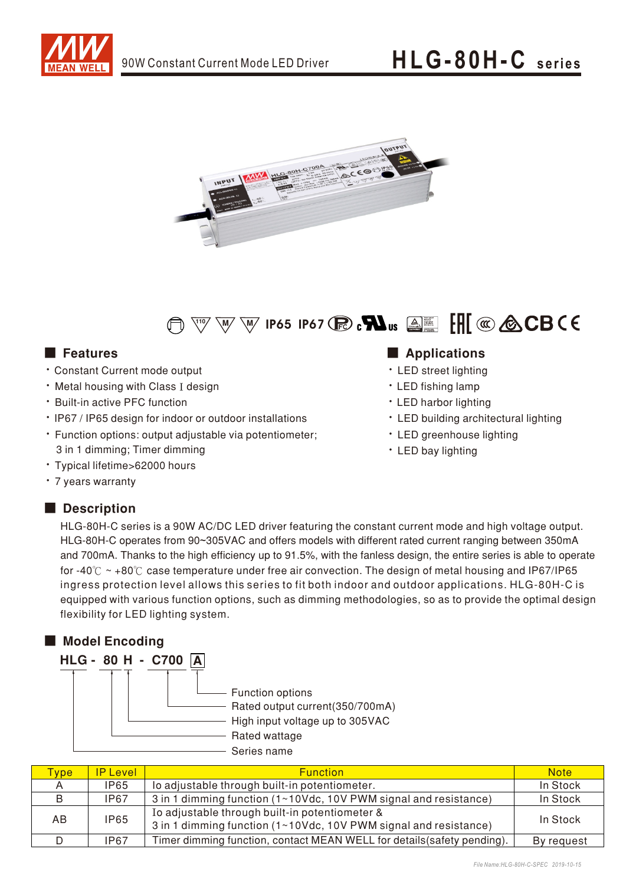# HLG-80H-C series

90W Constant Current Mode LED Driver

IP65 IP67

## Features

- Constant Current mode output
- Metal housing with Class I design
- Built-in active PFC function
- IP67 / IP65 design for indoor or outdoor installations
- Function options: output adjustable via potentiometer; 3 in 1 dimming; Timer dimming
- Typical lifetime>62000 hours
- 7 years warranty

## Applications

- LED street lighting
- LED fishing lamp
- LED harbor lighting
- LED building architectural lighting
- LED greenhouse lighting
- LED bay lighting

## Description

HLG-80H-C series is a 90W AC/DC LED driver featuring the constant current mode and high voltage output. HLG-80H-C operates from 90~305VAC and offers models with different rated current ranging between 350mA and 700mA. Thanks to the high efficiency up to 91.5%, with the fanless design, the entire series is able to operate for -40℃ ~ +80℃ case temperature under free air convection. The design of metal housing and IP67/IP65 ingress protection level allows this series to fit both indoor and outdoor applications. HLG-80H-C is equipped with various function options, such as dimming methodologies, so as to provide the optimal design flexibility for LED lighting system.

## Model Encoding

**HLG - 80 H - C700 A**

- A: Function options
- C700: Rated output current(350/700mA)
- H: High input voltage up to 305VAC
- 80: Rated wattage
- HLG: Series name

| Type | IP Level | Function | Note |
|---|---|---|---|
| A | IP65 | Io adjustable through built-in potentiometer. | In Stock |
| B | IP67 | 3 in 1 dimming function (1~10Vdc, 10V PWM signal and resistance) | In Stock |
| AB | IP65 | Io adjustable through built-in potentiometer & 3 in 1 dimming function (1~10Vdc, 10V PWM signal and resistance) | In Stock |
| D | IP67 | Timer dimming function, contact MEAN WELL for details(safety pending). | By request |

File Name:HLG-80H-C-SPEC 2019-10-15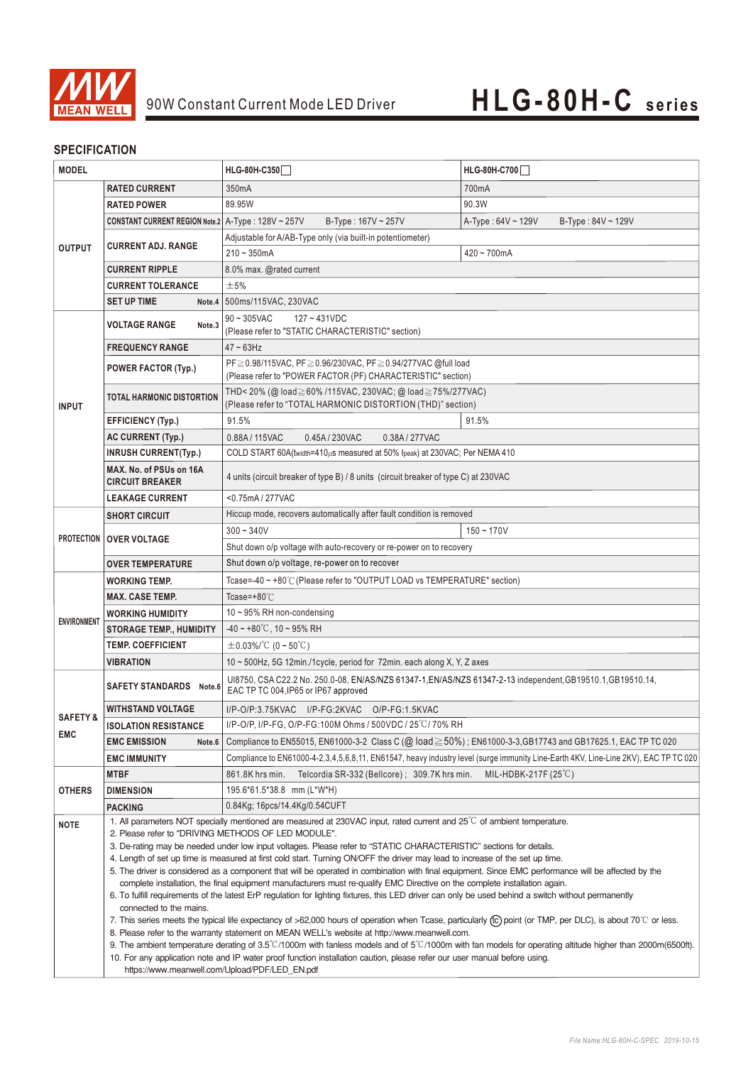# 90W Constant Current Mode LED Driver — HLG-80H-C series

## SPECIFICATION

| MODEL | | HLG-80H-C350☐ | HLG-80H-C700☐ |
|---|---|---|---|
| OUTPUT | RATED CURRENT | 350mA | 700mA |
| | RATED POWER | 89.95W | 90.3W |
| | CONSTANT CURRENT REGION Note.2 | A-Type : 128V ~ 257V B-Type : 167V ~ 257V | A-Type : 64V ~ 129V B-Type : 84V ~ 129V |
| | CURRENT ADJ. RANGE | Adjustable for A/AB-Type only (via built-in potentiometer) | |
| | | 210 ~ 350mA | 420 ~ 700mA |
| | CURRENT RIPPLE | 8.0% max. @rated current | |
| | CURRENT TOLERANCE | ±5% | |
| | SET UP TIME Note.4 | 500ms/115VAC, 230VAC | |
| INPUT | VOLTAGE RANGE Note.3 | 90 ~ 305VAC 127 ~ 431VDC (Please refer to "STATIC CHARACTERISTIC" section) | |
| | FREQUENCY RANGE | 47 ~ 63Hz | |
| | POWER FACTOR (Typ.) | PF≧0.98/115VAC, PF≧0.96/230VAC, PF≧0.94/277VAC @full load (Please refer to "POWER FACTOR (PF) CHARACTERISTIC" section) | |
| | TOTAL HARMONIC DISTORTION | THD< 20% (@ load≧60% /115VAC, 230VAC; @ load≧75%/277VAC) (Please refer to "TOTAL HARMONIC DISTORTION (THD)" section) | |
| | EFFICIENCY (Typ.) | 91.5% | 91.5% |
| | AC CURRENT (Typ.) | 0.88A / 115VAC 0.45A / 230VAC 0.38A / 277VAC | |
| | INRUSH CURRENT(Typ.) | COLD START 60A(twidth=410μs measured at 50% Ipeak) at 230VAC; Per NEMA 410 | |
| | MAX. No. of PSUs on 16A CIRCUIT BREAKER | 4 units (circuit breaker of type B) / 8 units (circuit breaker of type C) at 230VAC | |
| | LEAKAGE CURRENT | <0.75mA / 277VAC | |
| PROTECTION | SHORT CIRCUIT | Hiccup mode, recovers automatically after fault condition is removed | |
| | OVER VOLTAGE | 300 ~ 340V | 150 ~ 170V |
| | | Shut down o/p voltage with auto-recovery or re-power on to recovery | |
| | OVER TEMPERATURE | Shut down o/p voltage, re-power on to recover | |
| ENVIRONMENT | WORKING TEMP. | Tcase=-40 ~ +80℃ (Please refer to "OUTPUT LOAD vs TEMPERATURE" section) | |
| | MAX. CASE TEMP. | Tcase=+80℃ | |
| | WORKING HUMIDITY | 10 ~ 95% RH non-condensing | |
| | STORAGE TEMP., HUMIDITY | -40 ~ +80℃, 10 ~ 95% RH | |
| | TEMP. COEFFICIENT | ±0.03%/℃ (0 ~ 50℃) | |
| | VIBRATION | 10 ~ 500Hz, 5G 12min./1cycle, period for 72min. each along X, Y, Z axes | |
| SAFETY & EMC | SAFETY STANDARDS Note.6 | Ul8750, CSA C22.2 No. 250.0-08, EN/AS/NZS 61347-1,EN/AS/NZS 61347-2-13 independent,GB19510.1,GB19510.14, EAC TP TC 004,IP65 or IP67 approved | |
| | WITHSTAND VOLTAGE | I/P-O/P:3.75KVAC I/P-FG:2KVAC O/P-FG:1.5KVAC | |
| | ISOLATION RESISTANCE | I/P-O/P, I/P-FG, O/P-FG:100M Ohms / 500VDC / 25℃/ 70% RH | |
| | EMC EMISSION Note.6 | Compliance to EN55015, EN61000-3-2 Class C (@ load≧50%) ; EN61000-3-3,GB17743 and GB17625.1, EAC TP TC 020 | |
| | EMC IMMUNITY | Compliance to EN61000-4-2,3,4,5,6,8,11, EN61547, heavy industry level (surge immunity Line-Earth 4KV, Line-Line 2KV), EAC TP TC 020 | |
| OTHERS | MTBF | 861.8K hrs min. Telcordia SR-332 (Bellcore) ; 309.7K hrs min. MIL-HDBK-217F (25℃) | |
| | DIMENSION | 195.6*61.5*38.8 mm (L*W*H) | |
| | PACKING | 0.84Kg; 16pcs/14.4Kg/0.54CUFT | |

**NOTE**

1. All parameters NOT specially mentioned are measured at 230VAC input, rated current and 25℃ of ambient temperature.
2. Please refer to "DRIVING METHODS OF LED MODULE".
3. De-rating may be needed under low input voltages. Please refer to "STATIC CHARACTERISTIC" sections for details.
4. Length of set up time is measured at first cold start. Turning ON/OFF the driver may lead to increase of the set up time.
5. The driver is considered as a component that will be operated in combination with final equipment. Since EMC performance will be affected by the complete installation, the final equipment manufacturers must re-qualify EMC Directive on the complete installation again.
6. To fulfill requirements of the latest ErP regulation for lighting fixtures, this LED driver can only be used behind a switch without permanently connected to the mains.
7. This series meets the typical life expectancy of >62,000 hours of operation when Tcase, particularly (tc) point (or TMP, per DLC), is about 70℃ or less.
8. Please refer to the warranty statement on MEAN WELL's website at http://www.meanwell.com.
9. The ambient temperature derating of 3.5℃/1000m with fanless models and of 5℃/1000m with fan models for operating altitude higher than 2000m(6500ft).
10. For any application note and IP water proof function installation caution, please refer our user manual before using. https://www.meanwell.com/Upload/PDF/LED_EN.pdf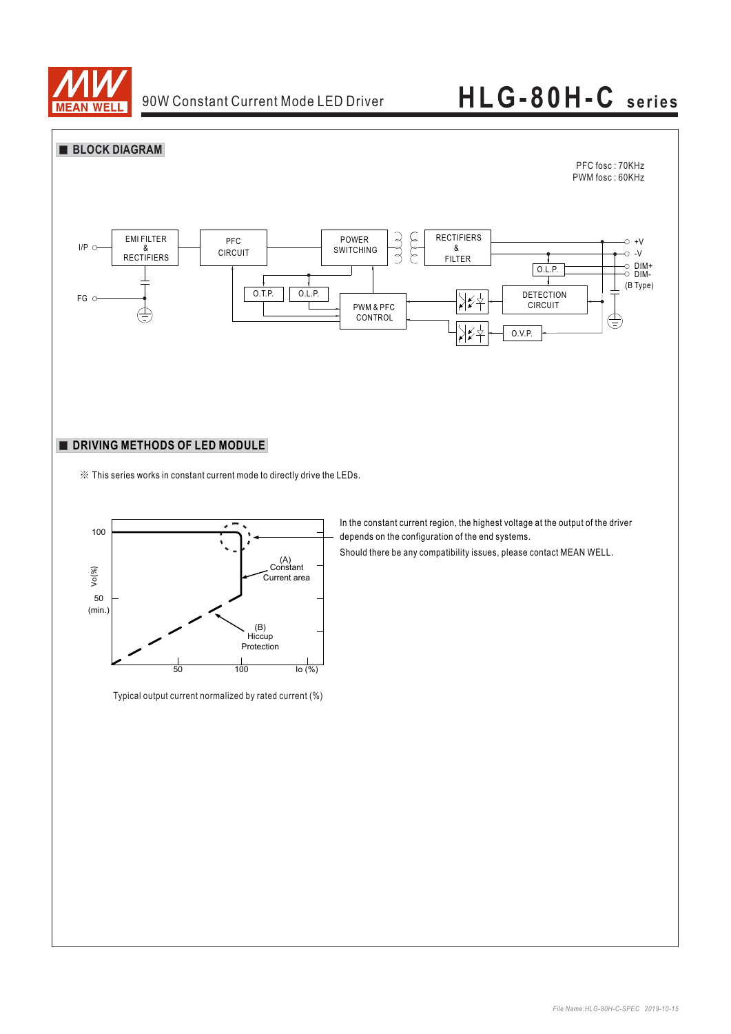## BLOCK DIAGRAM

PFC fosc : 70KHz
PWM fosc : 60KHz

I/P
FG
EMI FILTER & RECTIFIERS
PFC CIRCUIT
POWER SWITCHING
RECTIFIERS & FILTER
O.T.P.
O.L.P.
PWM & PFC CONTROL
O.L.P.
DETECTION CIRCUIT
O.V.P.
+V
-V
DIM+
DIM-
(B Type)

## DRIVING METHODS OF LED MODULE

※ This series works in constant current mode to directly drive the LEDs.

100
Vo(%)
50 (min.)
(A) Constant Current area
(B) Hiccup Protection
50
100
Io (%)

Typical output current normalized by rated current (%)

In the constant current region, the highest voltage at the output of the driver depends on the configuration of the end systems.

Should there be any compatibility issues, please contact MEAN WELL.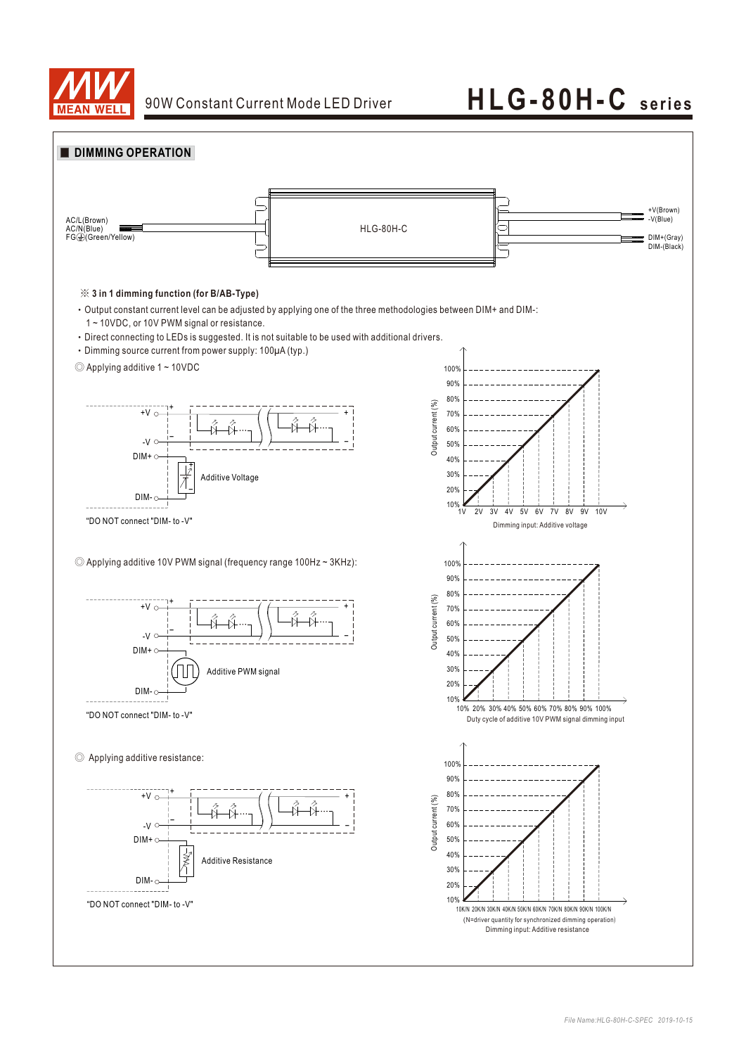## DIMMING OPERATION

AC/L(Brown)
AC/N(Blue)
FG⏚(Green/Yellow)

HLG-80H-C

+V(Brown)
-V(Blue)
DIM+(Gray)
DIM-(Black)

※ **3 in 1 dimming function (for B/AB-Type)**

- Output constant current level can be adjusted by applying one of the three methodologies between DIM+ and DIM-: 1 ~ 10VDC, or 10V PWM signal or resistance.
- Direct connecting to LEDs is suggested. It is not suitable to be used with additional drivers.
- Dimming source current from power supply: 100μA (typ.)

◎ Applying additive 1 ~ 10VDC

+V, -V, DIM+, DIM-
Additive Voltage

"DO NOT connect "DIM- to -V"

Output current (%): 10% – 100%
1V 2V 3V 4V 5V 6V 7V 8V 9V 10V
Dimming input: Additive voltage

◎ Applying additive 10V PWM signal (frequency range 100Hz ~ 3KHz):

+V, -V, DIM+, DIM-
Additive PWM signal

"DO NOT connect "DIM- to -V"

Output current (%): 10% – 100%
10% 20% 30% 40% 50% 60% 70% 80% 90% 100%
Duty cycle of additive 10V PWM signal dimming input

◎ Applying additive resistance:

+V, -V, DIM+, DIM-
Additive Resistance

"DO NOT connect "DIM- to -V"

Output current (%): 10% – 100%
10K/N 20K/N 30K/N 40K/N 50K/N 60K/N 70K/N 80K/N 90K/N 100K/N
(N=driver quantity for synchronized dimming operation)
Dimming input: Additive resistance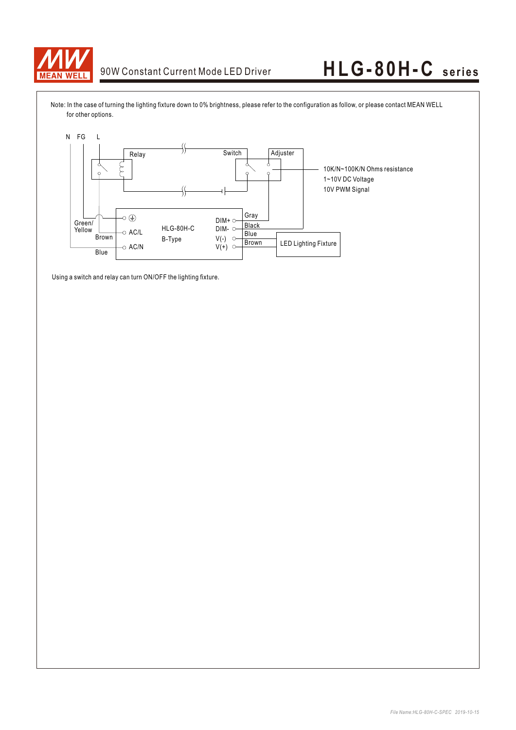Note: In the case of turning the lighting fixture down to 0% brightness, please refer to the configuration as follow, or please contact MEAN WELL for other options.

N FG L

Relay

Switch

Adjuster

10K/N~100K/N Ohms resistance
1~10V DC Voltage
10V PWM Signal

Green/Yellow

Brown

Blue

AC/L

AC/N

HLG-80H-C
B-Type

DIM+
DIM-
V(-)
V(+)

Gray
Black
Blue
Brown

LED Lighting Fixture

Using a switch and relay can turn ON/OFF the lighting fixture.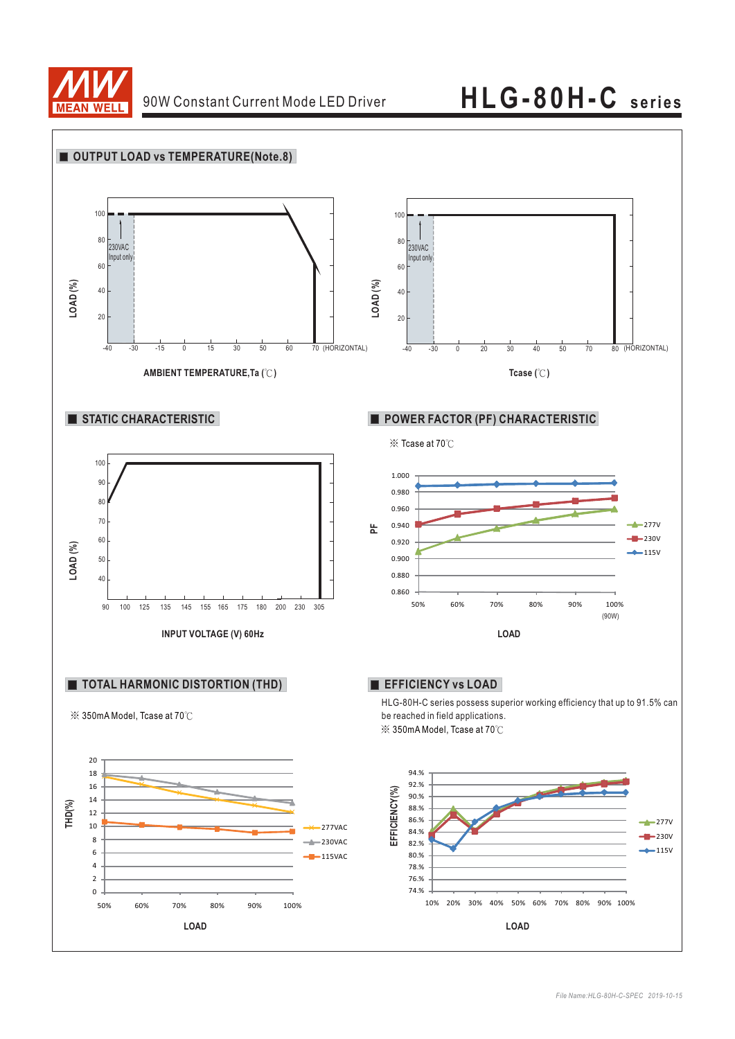## OUTPUT LOAD vs TEMPERATURE(Note.8)

LOAD (%)

100
80
60
40
20

230VAC Input only

-40 -30 -15 0 15 30 40 50 60 70 (HORIZONTAL)

AMBIENT TEMPERATURE,Ta (℃)

LOAD (%)

100
80
60
40
20

230VAC Input only

-40 -30 0 20 30 40 50 70 80 (HORIZONTAL)

Tcase (℃)

## STATIC CHARACTERISTIC

LOAD (%)

100
90
80
70
60
50
40

90 100 125 135 145 155 165 175 180 200 230 305

INPUT VOLTAGE (V) 60Hz

## POWER FACTOR (PF) CHARACTERISTIC

※ Tcase at 70℃

PF

1.000
0.980
0.960
0.940
0.920
0.900
0.880
0.860

50% 60% 70% 80% 90% 100% (90W)

277V
230V
115V

LOAD

## TOTAL HARMONIC DISTORTION (THD)

※ 350mA Model, Tcase at 70℃

THD(%)

20
18
16
14
12
10
8
6
4
2
0

50% 60% 70% 80% 90% 100%

277VAC
230VAC
115VAC

LOAD

## EFFICIENCY vs LOAD

HLG-80H-C series possess superior working efficiency that up to 91.5% can be reached in field applications.

※ 350mA Model, Tcase at 70℃

EFFICIENCY(%)

94.%
92.%
90.%
88.%
86.%
84.%
82.%
80.%
78.%
76.%
74.%

10% 20% 30% 40% 50% 60% 70% 80% 90% 100%

277V
230V
115V

LOAD

*File Name:HLG-80H-C-SPEC 2019-10-15*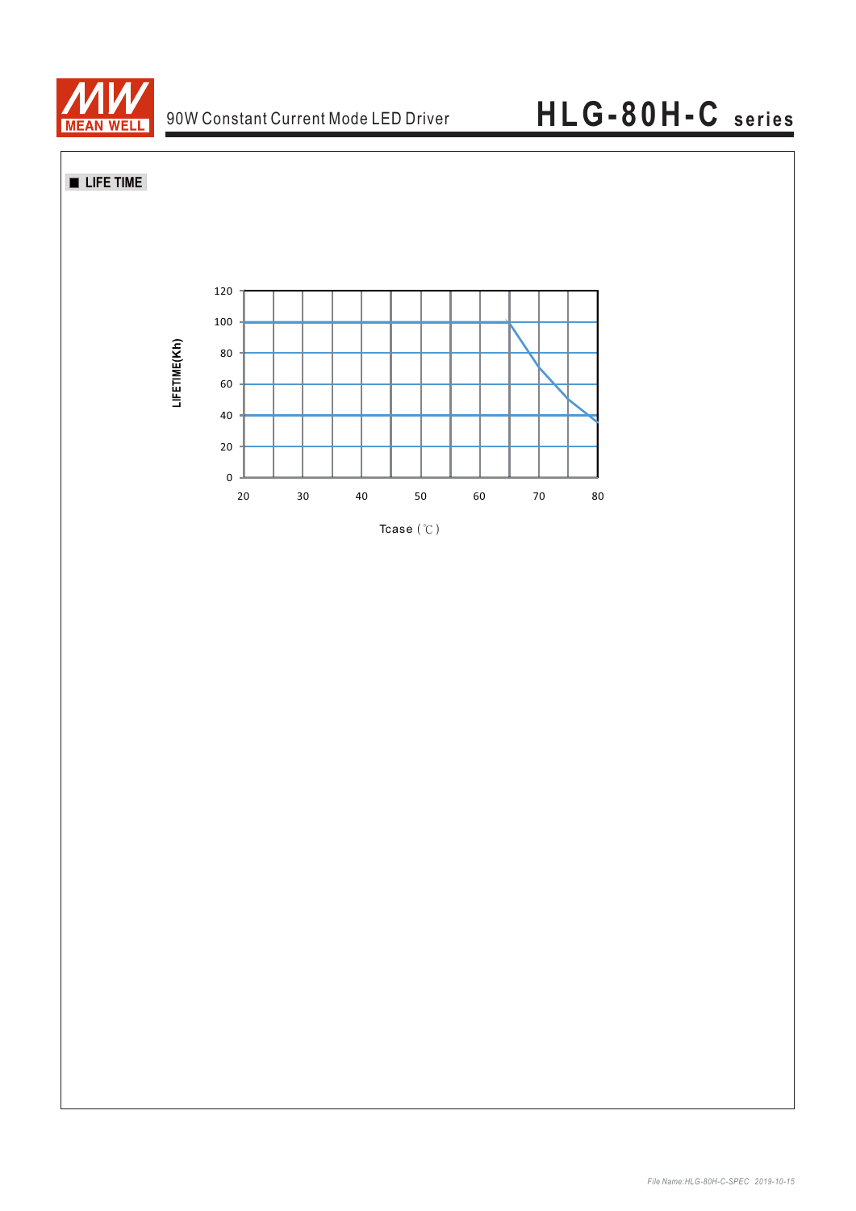## ■ LIFE TIME

LIFETIME(Kh)

120
100
80
60
40
20
0

20 30 40 50 60 70 80

Tcase (℃)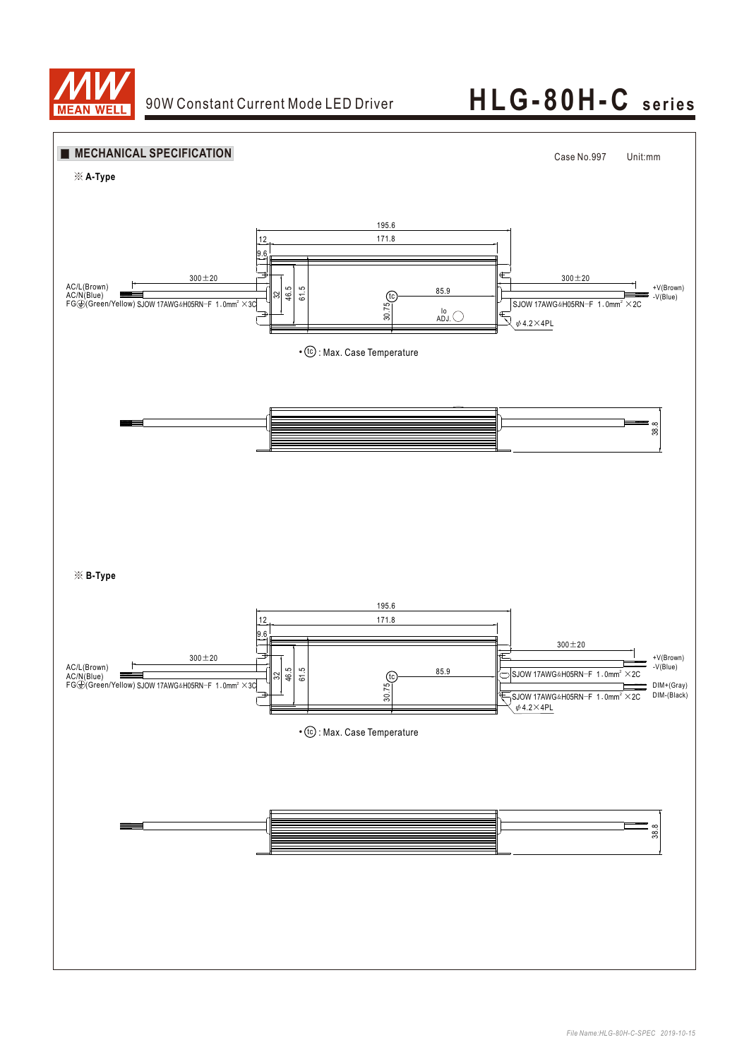## MECHANICAL SPECIFICATION

Case No.997 Unit:mm

※ A-Type

195.6

12 171.8

9.6

300±20

AC/L(Brown)
AC/N(Blue)
FG⏚(Green/Yellow) SJOW 17AWG&H05RN−F 1.0mm² ×3C

32 46.5 61.5

tc 85.9

30.75

Io ADJ.

300±20

+V(Brown)
-V(Blue)

SJOW 17AWG&H05RN−F 1.0mm² ×2C

ϕ4.2×4PL

• tc : Max. Case Temperature

38.8

※ B-Type

195.6

12 171.8

9.6

300±20

AC/L(Brown)
AC/N(Blue)
FG⏚(Green/Yellow) SJOW 17AWG&H05RN−F 1.0mm² ×3C

32 46.5 61.5

tc 85.9

30.75

300±20

+V(Brown)
-V(Blue)

SJOW 17AWG&H05RN−F 1.0mm² ×2C

DIM+(Gray)
DIM-(Black)

SJOW 17AWG&H05RN−F 1.0mm² ×2C

ϕ4.2×4PL

• tc : Max. Case Temperature

38.8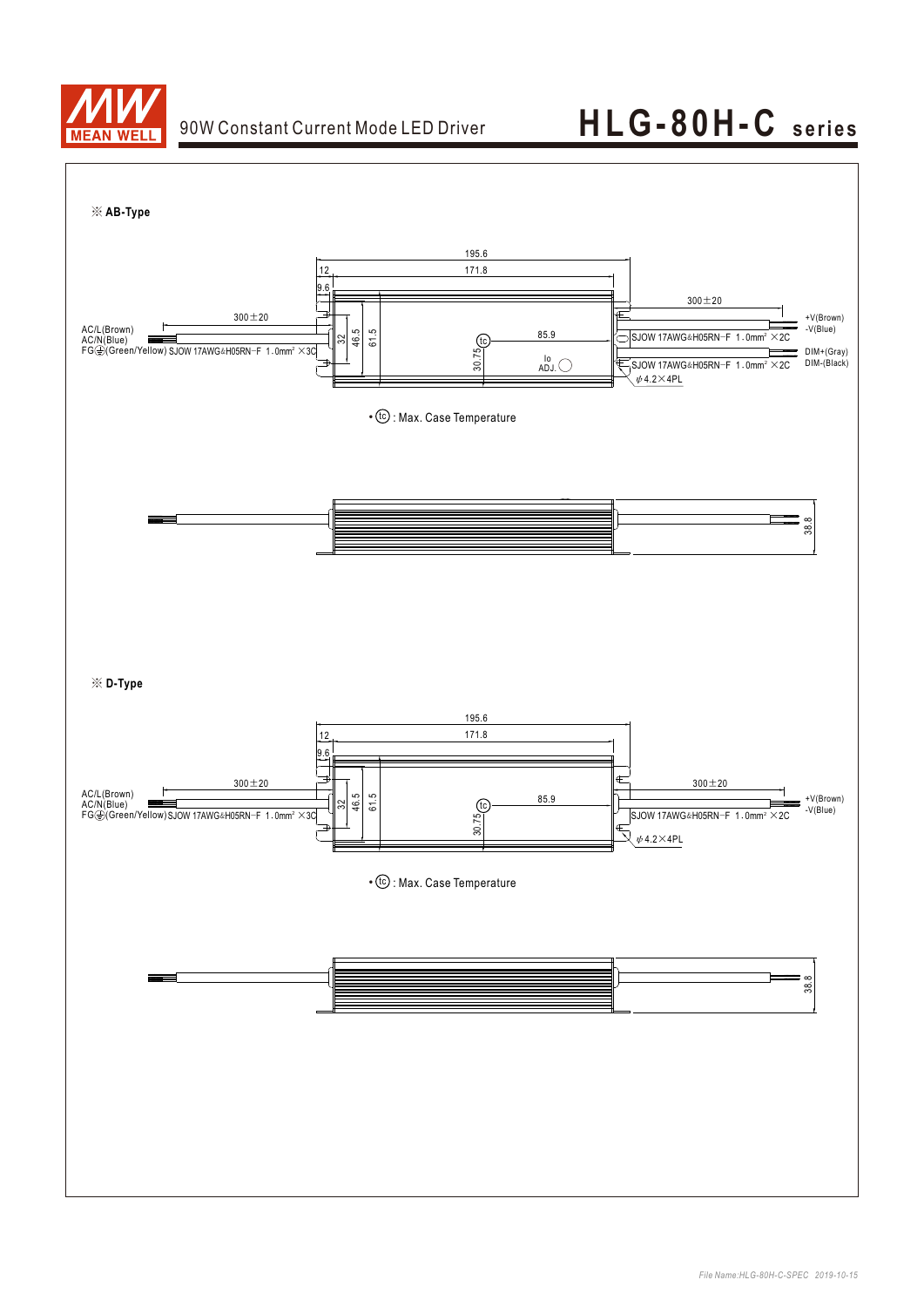# 90W Constant Current Mode LED Driver — HLG-80H-C series

※ **AB-Type**

195.6
12
171.8
9.6
300±20
300±20
AC/L(Brown)
AC/N(Blue)
FG⏚(Green/Yellow) SJOW 17AWG&H05RN−F 1.0mm² ×3C
32
46.5
61.5
30.75
tc
85.9
Io ADJ.
SJOW 17AWG&H05RN−F 1.0mm² ×2C
SJOW 17AWG&H05RN−F 1.0mm² ×2C
+V(Brown)
-V(Blue)
DIM+(Gray)
DIM-(Black)
ϕ4.2×4PL

• (tc) : Max. Case Temperature

38.8

※ **D-Type**

195.6
12
171.8
9.6
300±20
300±20
AC/L(Brown)
AC/N(Blue)
FG⏚(Green/Yellow) SJOW 17AWG&H05RN−F 1.0mm² ×3C
32
46.5
61.5
30.75
tc
85.9
SJOW 17AWG&H05RN−F 1.0mm² ×2C
+V(Brown)
-V(Blue)
ϕ4.2×4PL

• (tc) : Max. Case Temperature

38.8

File Name:HLG-80H-C-SPEC 2019-10-15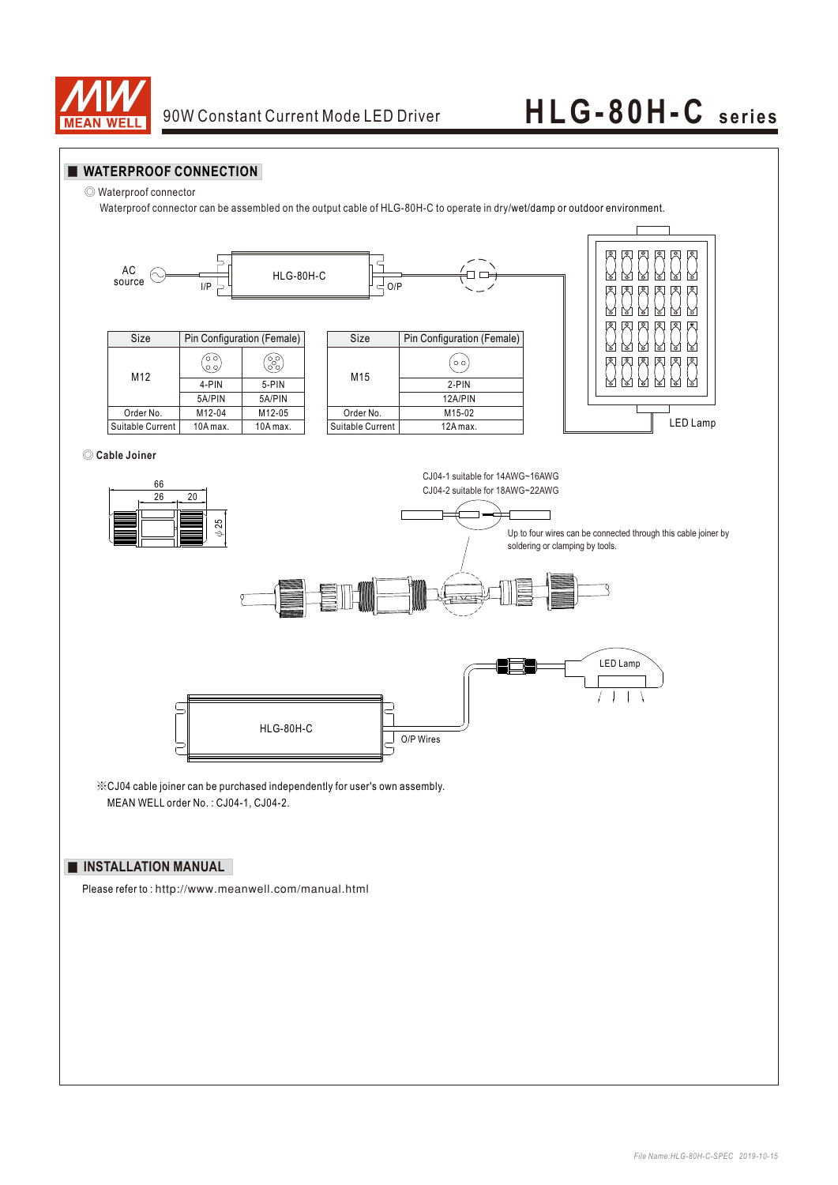## WATERPROOF CONNECTION

◎ Waterproof connector

Waterproof connector can be assembled on the output cable of HLG-80H-C to operate in dry/wet/damp or outdoor environment.

AC source

I/P

HLG-80H-C

O/P

LED Lamp

| Size | Pin Configuration (Female) | |
|---|---|---|
| M12 | 4-PIN | 5-PIN |
| | 5A/PIN | 5A/PIN |
| Order No. | M12-04 | M12-05 |
| Suitable Current | 10A max. | 10A max. |

| Size | Pin Configuration (Female) |
|---|---|
| M15 | 2-PIN |
| | 12A/PIN |
| Order No. | M15-02 |
| Suitable Current | 12A max. |

◎ **Cable Joiner**

66

26

20

ϕ25

CJ04-1 suitable for 14AWG~16AWG

CJ04-2 suitable for 18AWG~22AWG

Up to four wires can be connected through this cable joiner by soldering or clamping by tools.

LED Lamp

HLG-80H-C

O/P Wires

※CJ04 cable joiner can be purchased independently for user's own assembly.
MEAN WELL order No. : CJ04-1, CJ04-2.

## INSTALLATION MANUAL

Please refer to : http://www.meanwell.com/manual.html